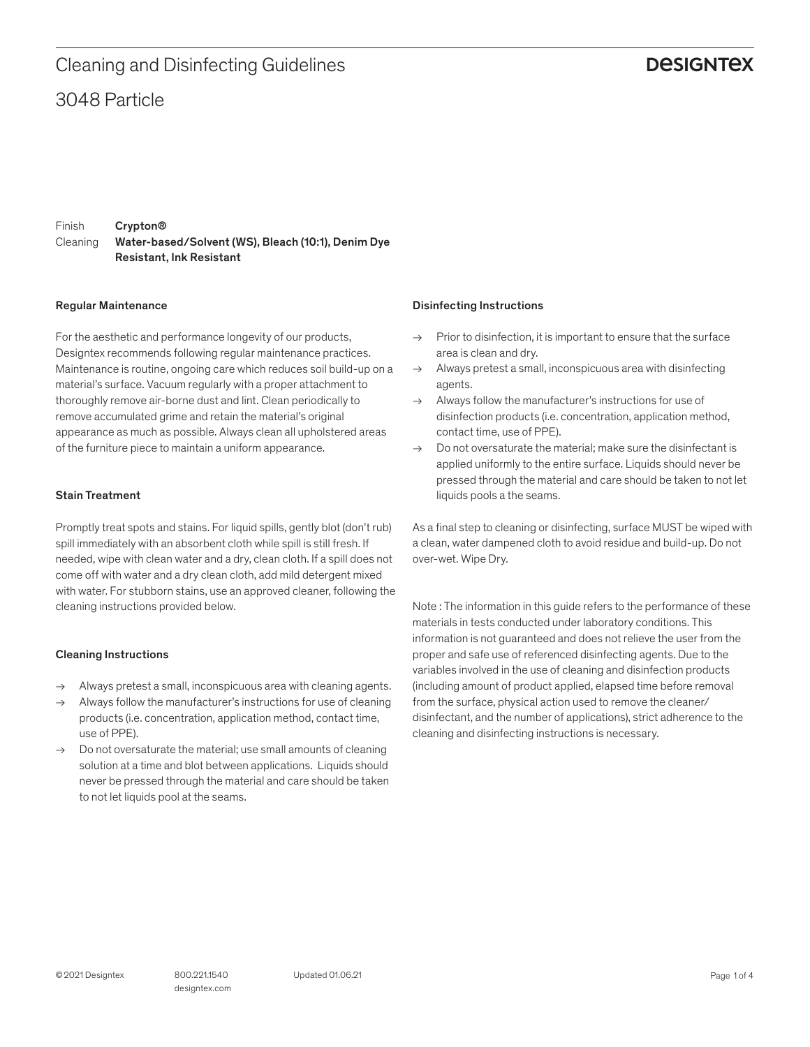# Cleaning and Disinfecting Guidelines

## 3048 Particle

Finish **Crypton®**
Cleaning **Water-based/Solvent (WS), Bleach (10:1), Denim Dye Resistant, Ink Resistant**

### Regular Maintenance

For the aesthetic and performance longevity of our products, Designtex recommends following regular maintenance practices. Maintenance is routine, ongoing care which reduces soil build-up on a material's surface. Vacuum regularly with a proper attachment to thoroughly remove air-borne dust and lint. Clean periodically to remove accumulated grime and retain the material's original appearance as much as possible. Always clean all upholstered areas of the furniture piece to maintain a uniform appearance.

### Stain Treatment

Promptly treat spots and stains. For liquid spills, gently blot (don't rub) spill immediately with an absorbent cloth while spill is still fresh. If needed, wipe with clean water and a dry, clean cloth. If a spill does not come off with water and a dry clean cloth, add mild detergent mixed with water. For stubborn stains, use an approved cleaner, following the cleaning instructions provided below.

### Cleaning Instructions

- → Always pretest a small, inconspicuous area with cleaning agents.
- → Always follow the manufacturer's instructions for use of cleaning products (i.e. concentration, application method, contact time, use of PPE).
- → Do not oversaturate the material; use small amounts of cleaning solution at a time and blot between applications. Liquids should never be pressed through the material and care should be taken to not let liquids pool at the seams.

### Disinfecting Instructions

- → Prior to disinfection, it is important to ensure that the surface area is clean and dry.
- → Always pretest a small, inconspicuous area with disinfecting agents.
- → Always follow the manufacturer's instructions for use of disinfection products (i.e. concentration, application method, contact time, use of PPE).
- → Do not oversaturate the material; make sure the disinfectant is applied uniformly to the entire surface. Liquids should never be pressed through the material and care should be taken to not let liquids pools a the seams.

As a final step to cleaning or disinfecting, surface MUST be wiped with a clean, water dampened cloth to avoid residue and build-up. Do not over-wet. Wipe Dry.

Note : The information in this guide refers to the performance of these materials in tests conducted under laboratory conditions. This information is not guaranteed and does not relieve the user from the proper and safe use of referenced disinfecting agents. Due to the variables involved in the use of cleaning and disinfection products (including amount of product applied, elapsed time before removal from the surface, physical action used to remove the cleaner/ disinfectant, and the number of applications), strict adherence to the cleaning and disinfecting instructions is necessary.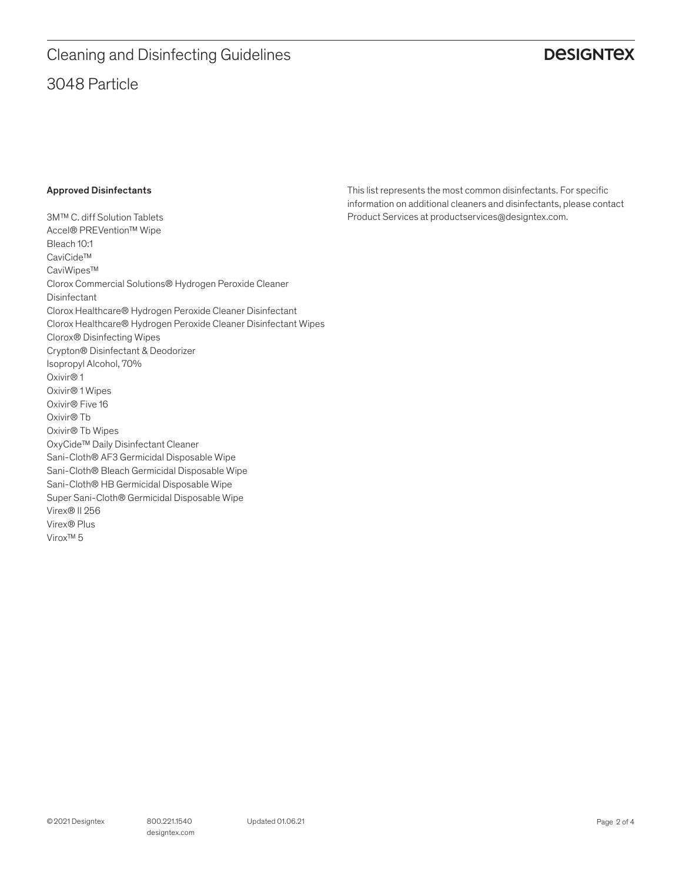## Approved Disinfectants

3M™ C. diff Solution Tablets
Accel® PREVention™ Wipe
Bleach 10:1
CaviCide™
CaviWipes™
Clorox Commercial Solutions® Hydrogen Peroxide Cleaner Disinfectant
Clorox Healthcare® Hydrogen Peroxide Cleaner Disinfectant
Clorox Healthcare® Hydrogen Peroxide Cleaner Disinfectant Wipes
Clorox® Disinfecting Wipes
Crypton® Disinfectant & Deodorizer
Isopropyl Alcohol, 70%
Oxivir® 1
Oxivir® 1 Wipes
Oxivir® Five 16
Oxivir® Tb
Oxivir® Tb Wipes
OxyCide™ Daily Disinfectant Cleaner
Sani-Cloth® AF3 Germicidal Disposable Wipe
Sani-Cloth® Bleach Germicidal Disposable Wipe
Sani-Cloth® HB Germicidal Disposable Wipe
Super Sani-Cloth® Germicidal Disposable Wipe
Virex® II 256
Virex® Plus
Virox™ 5

This list represents the most common disinfectants. For specific information on additional cleaners and disinfectants, please contact Product Services at productservices@designtex.com.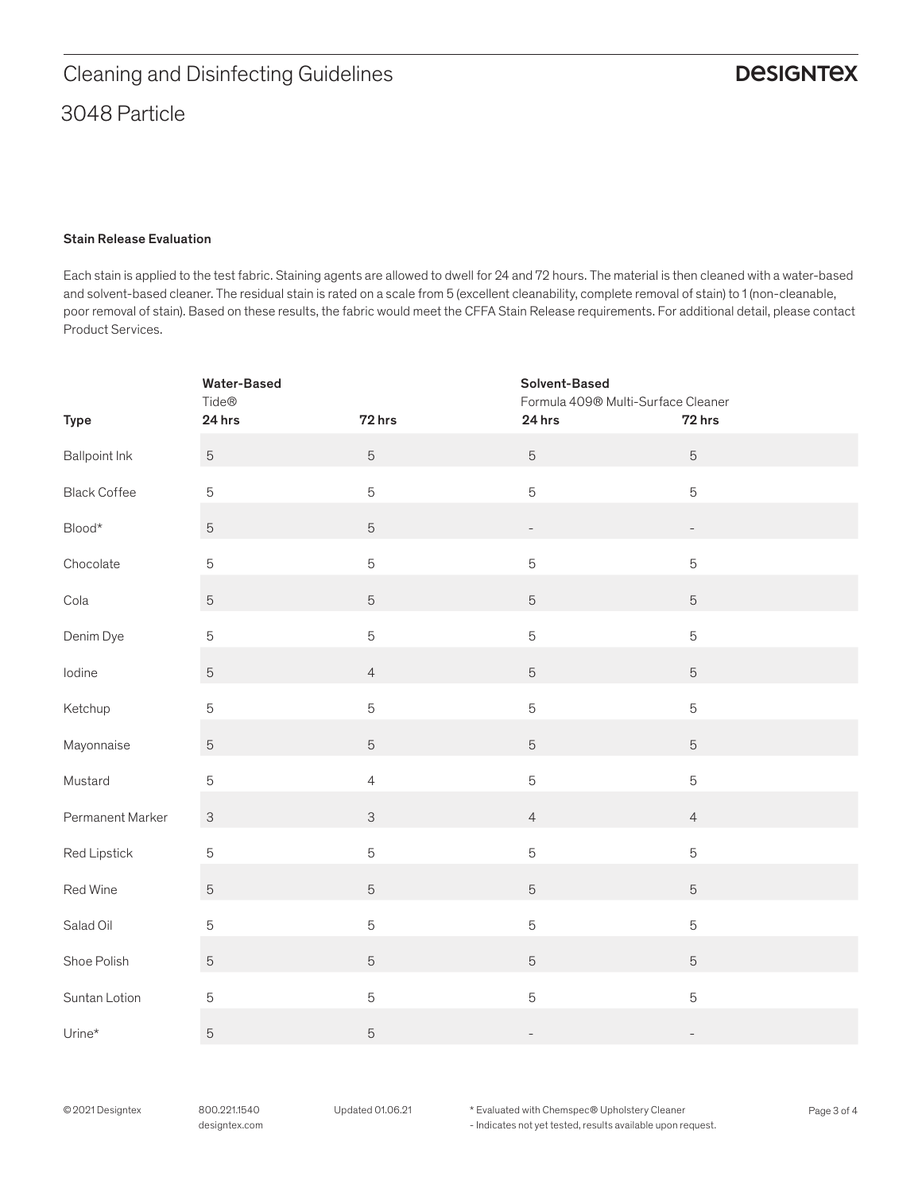# Cleaning and Disinfecting Guidelines

## 3048 Particle

### Stain Release Evaluation

Each stain is applied to the test fabric. Staining agents are allowed to dwell for 24 and 72 hours. The material is then cleaned with a water-based and solvent-based cleaner. The residual stain is rated on a scale from 5 (excellent cleanability, complete removal of stain) to 1 (non-cleanable, poor removal of stain). Based on these results, the fabric would meet the CFFA Stain Release requirements. For additional detail, please contact Product Services.

| | **Water-Based** Tide® | | **Solvent-Based** Formula 409® Multi-Surface Cleaner | |
|---|---|---|---|---|
| **Type** | **24 hrs** | **72 hrs** | **24 hrs** | **72 hrs** |
| Ballpoint Ink | 5 | 5 | 5 | 5 |
| Black Coffee | 5 | 5 | 5 | 5 |
| Blood* | 5 | 5 | - | - |
| Chocolate | 5 | 5 | 5 | 5 |
| Cola | 5 | 5 | 5 | 5 |
| Denim Dye | 5 | 5 | 5 | 5 |
| Iodine | 5 | 4 | 5 | 5 |
| Ketchup | 5 | 5 | 5 | 5 |
| Mayonnaise | 5 | 5 | 5 | 5 |
| Mustard | 5 | 4 | 5 | 5 |
| Permanent Marker | 3 | 3 | 4 | 4 |
| Red Lipstick | 5 | 5 | 5 | 5 |
| Red Wine | 5 | 5 | 5 | 5 |
| Salad Oil | 5 | 5 | 5 | 5 |
| Shoe Polish | 5 | 5 | 5 | 5 |
| Suntan Lotion | 5 | 5 | 5 | 5 |
| Urine* | 5 | 5 | - | - |

\* Evaluated with Chemspec® Upholstery Cleaner
- Indicates not yet tested, results available upon request.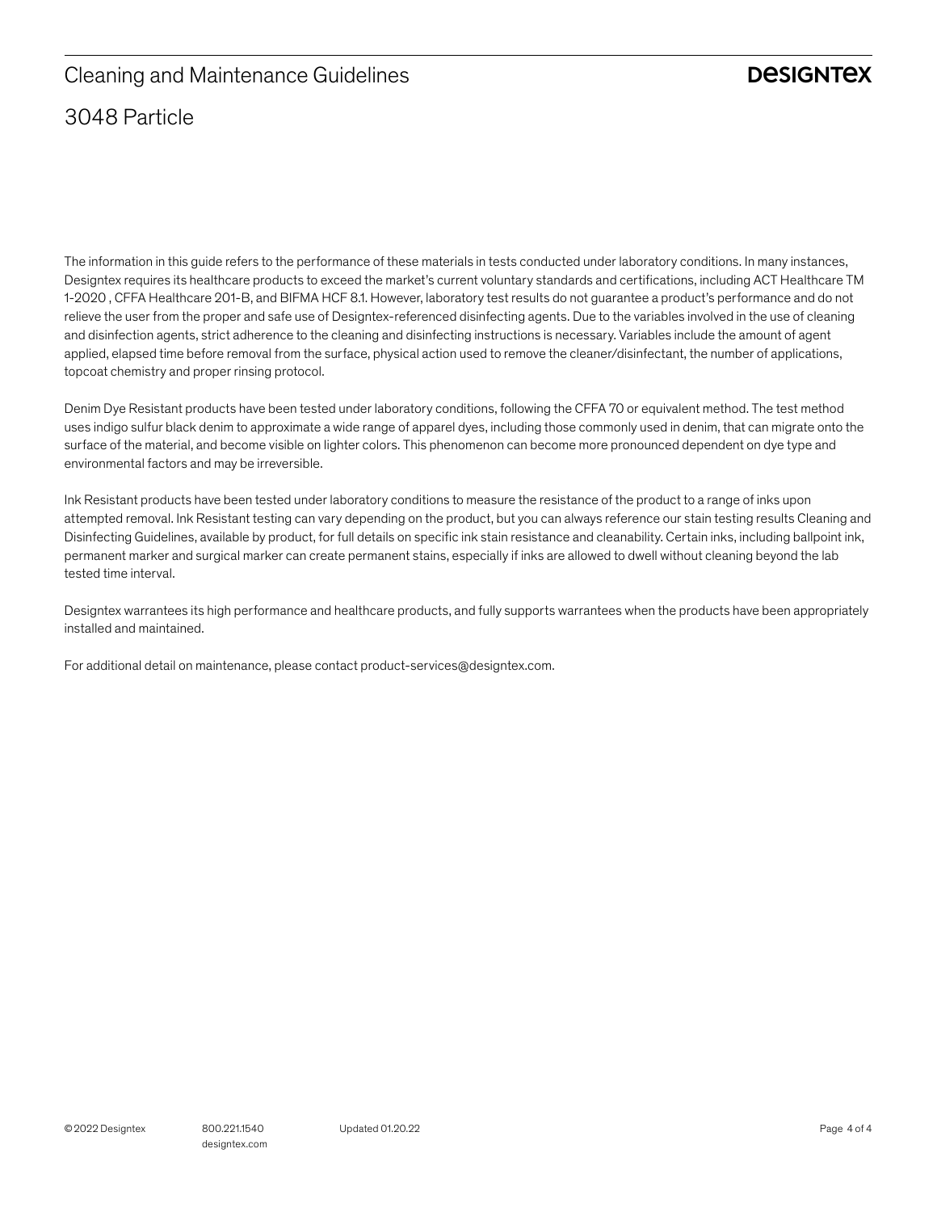The information in this guide refers to the performance of these materials in tests conducted under laboratory conditions. In many instances, Designtex requires its healthcare products to exceed the market's current voluntary standards and certifications, including ACT Healthcare TM 1-2020 , CFFA Healthcare 201-B, and BIFMA HCF 8.1. However, laboratory test results do not guarantee a product's performance and do not relieve the user from the proper and safe use of Designtex-referenced disinfecting agents. Due to the variables involved in the use of cleaning and disinfection agents, strict adherence to the cleaning and disinfecting instructions is necessary. Variables include the amount of agent applied, elapsed time before removal from the surface, physical action used to remove the cleaner/disinfectant, the number of applications, topcoat chemistry and proper rinsing protocol.

Denim Dye Resistant products have been tested under laboratory conditions, following the CFFA 70 or equivalent method. The test method uses indigo sulfur black denim to approximate a wide range of apparel dyes, including those commonly used in denim, that can migrate onto the surface of the material, and become visible on lighter colors. This phenomenon can become more pronounced dependent on dye type and environmental factors and may be irreversible.

Ink Resistant products have been tested under laboratory conditions to measure the resistance of the product to a range of inks upon attempted removal. Ink Resistant testing can vary depending on the product, but you can always reference our stain testing results Cleaning and Disinfecting Guidelines, available by product, for full details on specific ink stain resistance and cleanability. Certain inks, including ballpoint ink, permanent marker and surgical marker can create permanent stains, especially if inks are allowed to dwell without cleaning beyond the lab tested time interval.

Designtex warrantees its high performance and healthcare products, and fully supports warrantees when the products have been appropriately installed and maintained.

For additional detail on maintenance, please contact product-services@designtex.com.